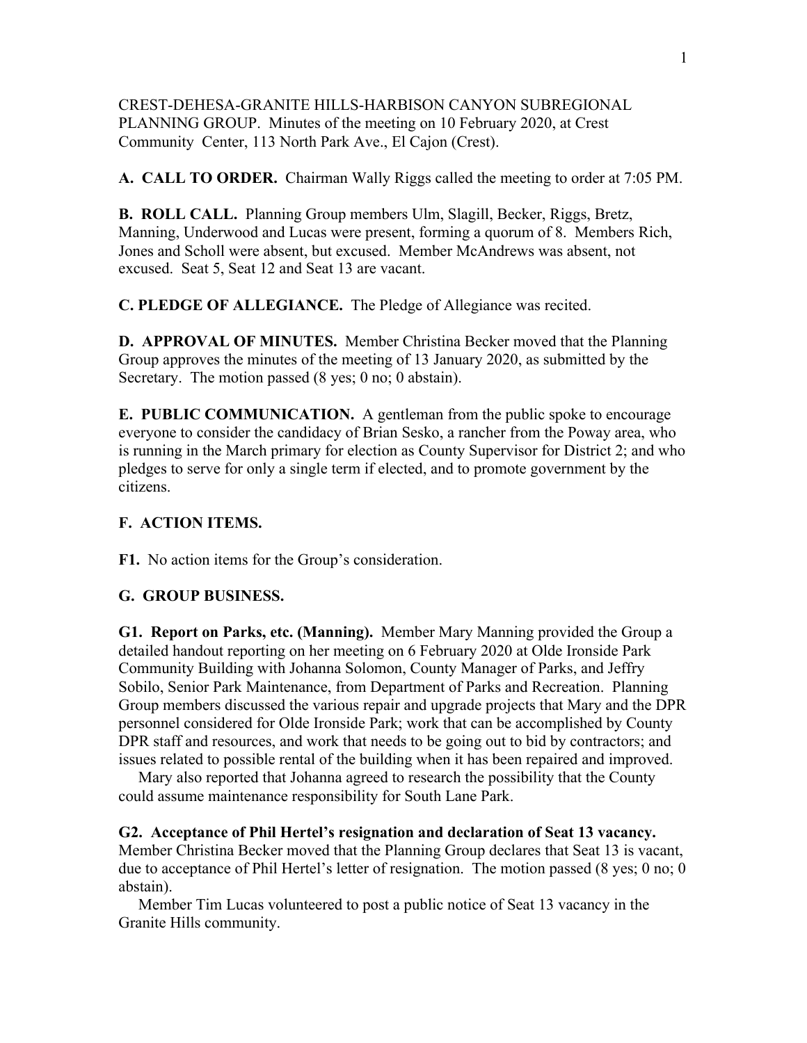CREST-DEHESA-GRANITE HILLS-HARBISON CANYON SUBREGIONAL PLANNING GROUP. Minutes of the meeting on 10 February 2020, at Crest Community Center, 113 North Park Ave., El Cajon (Crest).

**A. CALL TO ORDER.** Chairman Wally Riggs called the meeting to order at 7:05 PM.

**B. ROLL CALL.** Planning Group members Ulm, Slagill, Becker, Riggs, Bretz, Manning, Underwood and Lucas were present, forming a quorum of 8. Members Rich, Jones and Scholl were absent, but excused. Member McAndrews was absent, not excused. Seat 5, Seat 12 and Seat 13 are vacant.

**C. PLEDGE OF ALLEGIANCE.** The Pledge of Allegiance was recited.

**D. APPROVAL OF MINUTES.** Member Christina Becker moved that the Planning Group approves the minutes of the meeting of 13 January 2020, as submitted by the Secretary. The motion passed (8 yes; 0 no; 0 abstain).

**E. PUBLIC COMMUNICATION.** A gentleman from the public spoke to encourage everyone to consider the candidacy of Brian Sesko, a rancher from the Poway area, who is running in the March primary for election as County Supervisor for District 2; and who pledges to serve for only a single term if elected, and to promote government by the citizens.

**F. ACTION ITEMS.**

**F1.** No action items for the Group's consideration.

**G. GROUP BUSINESS.**

**G1. Report on Parks, etc. (Manning).** Member Mary Manning provided the Group a detailed handout reporting on her meeting on 6 February 2020 at Olde Ironside Park Community Building with Johanna Solomon, County Manager of Parks, and Jeffry Sobilo, Senior Park Maintenance, from Department of Parks and Recreation. Planning Group members discussed the various repair and upgrade projects that Mary and the DPR personnel considered for Olde Ironside Park; work that can be accomplished by County DPR staff and resources, and work that needs to be going out to bid by contractors; and issues related to possible rental of the building when it has been repaired and improved.

Mary also reported that Johanna agreed to research the possibility that the County could assume maintenance responsibility for South Lane Park.

**G2. Acceptance of Phil Hertel's resignation and declaration of Seat 13 vacancy.** Member Christina Becker moved that the Planning Group declares that Seat 13 is vacant, due to acceptance of Phil Hertel's letter of resignation. The motion passed (8 yes; 0 no; 0 abstain).

Member Tim Lucas volunteered to post a public notice of Seat 13 vacancy in the Granite Hills community.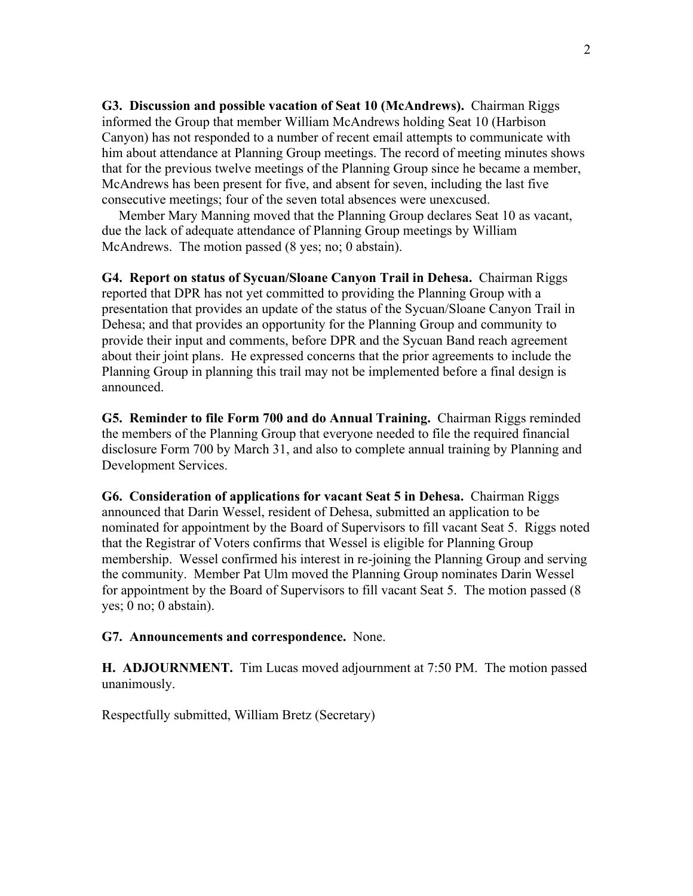**G3. Discussion and possible vacation of Seat 10 (McAndrews).** Chairman Riggs informed the Group that member William McAndrews holding Seat 10 (Harbison Canyon) has not responded to a number of recent email attempts to communicate with him about attendance at Planning Group meetings. The record of meeting minutes shows that for the previous twelve meetings of the Planning Group since he became a member, McAndrews has been present for five, and absent for seven, including the last five consecutive meetings; four of the seven total absences were unexcused.

Member Mary Manning moved that the Planning Group declares Seat 10 as vacant, due the lack of adequate attendance of Planning Group meetings by William McAndrews. The motion passed (8 yes; no; 0 abstain).

**G4. Report on status of Sycuan/Sloane Canyon Trail in Dehesa.** Chairman Riggs reported that DPR has not yet committed to providing the Planning Group with a presentation that provides an update of the status of the Sycuan/Sloane Canyon Trail in Dehesa; and that provides an opportunity for the Planning Group and community to provide their input and comments, before DPR and the Sycuan Band reach agreement about their joint plans. He expressed concerns that the prior agreements to include the Planning Group in planning this trail may not be implemented before a final design is announced.

**G5. Reminder to file Form 700 and do Annual Training.** Chairman Riggs reminded the members of the Planning Group that everyone needed to file the required financial disclosure Form 700 by March 31, and also to complete annual training by Planning and Development Services.

**G6. Consideration of applications for vacant Seat 5 in Dehesa.** Chairman Riggs announced that Darin Wessel, resident of Dehesa, submitted an application to be nominated for appointment by the Board of Supervisors to fill vacant Seat 5. Riggs noted that the Registrar of Voters confirms that Wessel is eligible for Planning Group membership. Wessel confirmed his interest in re-joining the Planning Group and serving the community. Member Pat Ulm moved the Planning Group nominates Darin Wessel for appointment by the Board of Supervisors to fill vacant Seat 5. The motion passed (8 yes; 0 no; 0 abstain).

**G7. Announcements and correspondence.** None.

**H. ADJOURNMENT.** Tim Lucas moved adjournment at 7:50 PM. The motion passed unanimously.

Respectfully submitted, William Bretz (Secretary)